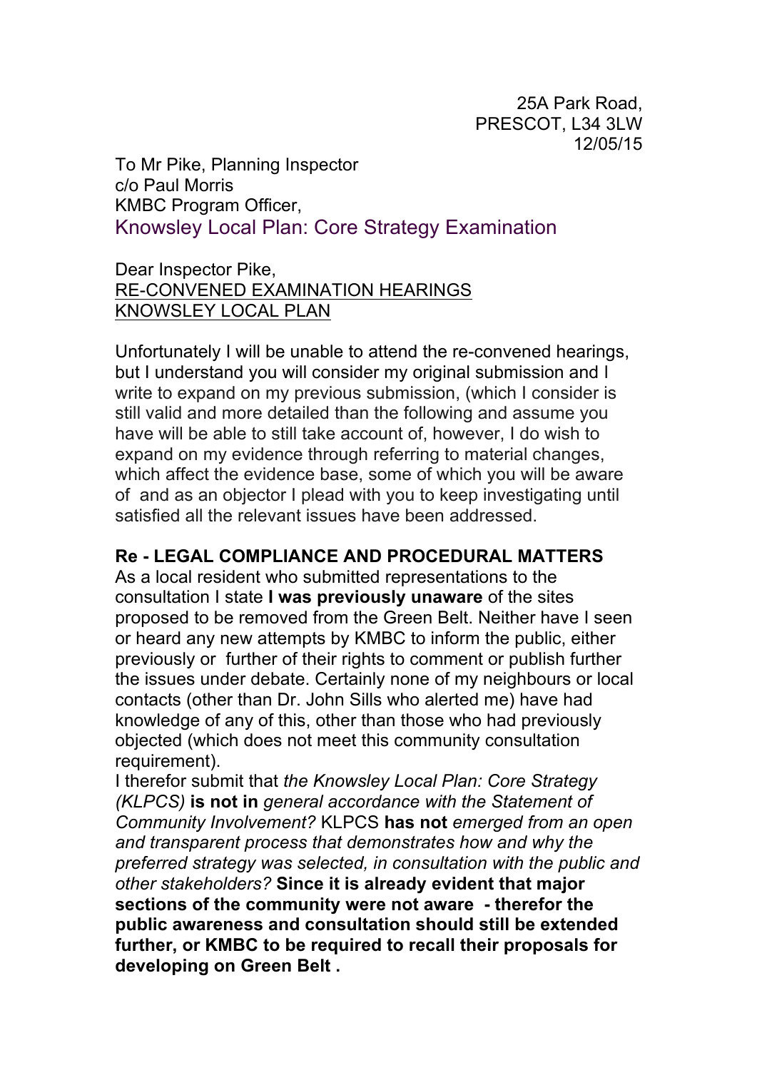25A Park Road,
PRESCOT, L34 3LW
12/05/15

To Mr Pike, Planning Inspector
c/o Paul Morris
KMBC Program Officer,
Knowsley Local Plan: Core Strategy Examination

Dear Inspector Pike,
<u>RE-CONVENED EXAMINATION HEARINGS</u>
<u>KNOWSLEY LOCAL PLAN</u>

Unfortunately I will be unable to attend the re-convened hearings, but I understand you will consider my original submission and I write to expand on my previous submission, (which I consider is still valid and more detailed than the following and assume you have will be able to still take account of, however, I do wish to expand on my evidence through referring to material changes, which affect the evidence base, some of which you will be aware of and as an objector I plead with you to keep investigating until satisfied all the relevant issues have been addressed.

**Re - LEGAL COMPLIANCE AND PROCEDURAL MATTERS**

As a local resident who submitted representations to the consultation I state **I was previously unaware** of the sites proposed to be removed from the Green Belt. Neither have I seen or heard any new attempts by KMBC to inform the public, either previously or further of their rights to comment or publish further the issues under debate. Certainly none of my neighbours or local contacts (other than Dr. John Sills who alerted me) have had knowledge of any of this, other than those who had previously objected (which does not meet this community consultation requirement).

I therefor submit that *the Knowsley Local Plan: Core Strategy (KLPCS)* **is not in** *general accordance with the Statement of Community Involvement?* KLPCS **has not** *emerged from an open and transparent process that demonstrates how and why the preferred strategy was selected, in consultation with the public and other stakeholders?* **Since it is already evident that major sections of the community were not aware - therefor the public awareness and consultation should still be extended further, or KMBC to be required to recall their proposals for developing on Green Belt .**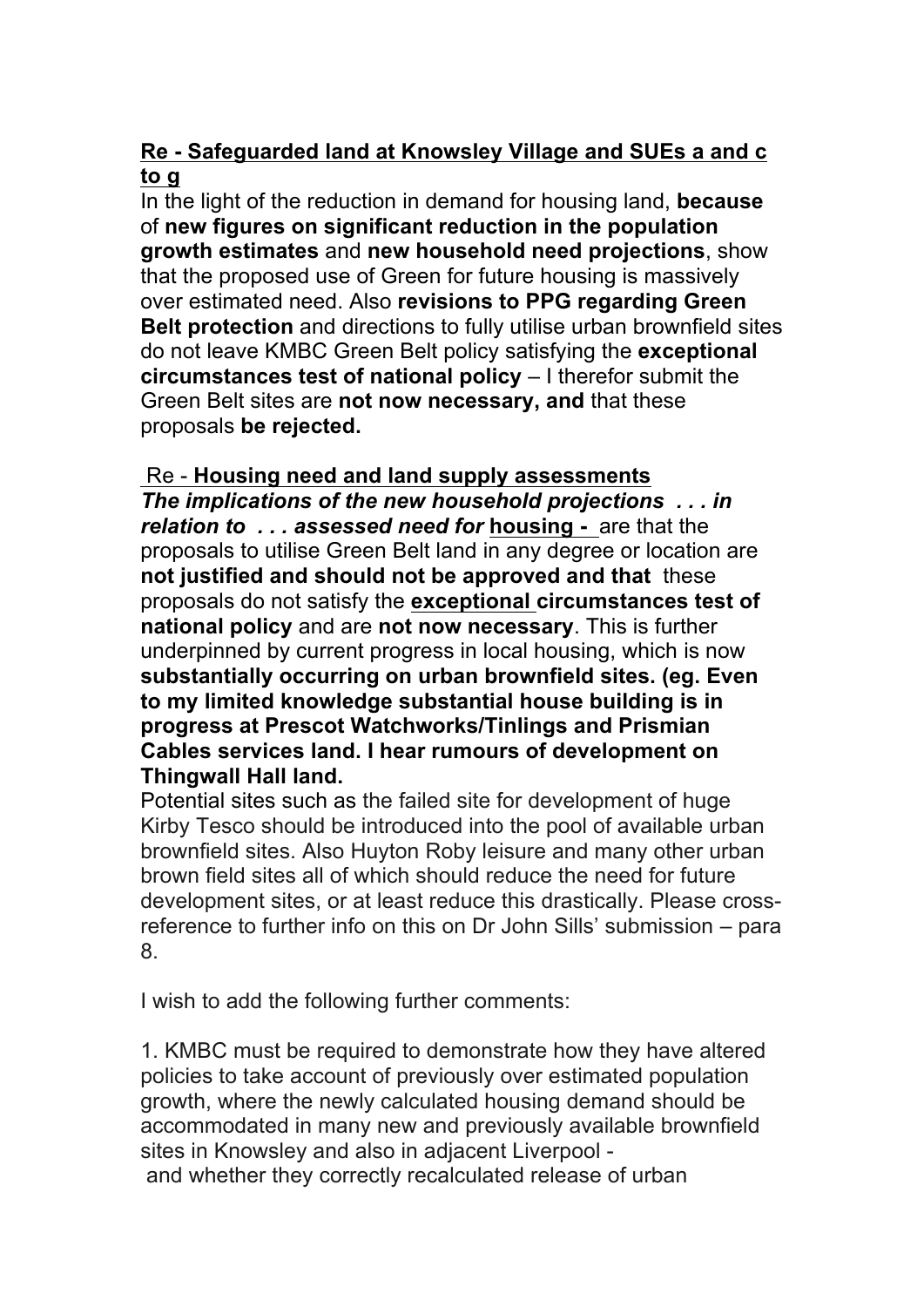**<u>Re - Safeguarded land at Knowsley Village and SUEs a and c to g</u>**

In the light of the reduction in demand for housing land, **because** of **new figures on significant reduction in the population growth estimates** and **new household need projections**, show that the proposed use of Green for future housing is massively over estimated need. Also **revisions to PPG regarding Green Belt protection** and directions to fully utilise urban brownfield sites do not leave KMBC Green Belt policy satisfying the **exceptional circumstances test of national policy** – I therefor submit the Green Belt sites are **not now necessary, and** that these proposals **be rejected.**

Re - **<u>Housing need and land supply assessments</u>**

***The implications of the new household projections . . . in relation to . . . assessed need for*** **<u>housing -</u>** are that the proposals to utilise Green Belt land in any degree or location are **not justified and should not be approved and that** these proposals do not satisfy the **<u>exceptional</u> circumstances test of national policy** and are **not now necessary**. This is further underpinned by current progress in local housing, which is now **substantially occurring on urban brownfield sites. (eg. Even to my limited knowledge substantial house building is in progress at Prescot Watchworks/Tinlings and Prismian Cables services land. I hear rumours of development on Thingwall Hall land.**

Potential sites such as the failed site for development of huge Kirby Tesco should be introduced into the pool of available urban brownfield sites. Also Huyton Roby leisure and many other urban brown field sites all of which should reduce the need for future development sites, or at least reduce this drastically. Please cross-reference to further info on this on Dr John Sills' submission – para 8.

I wish to add the following further comments:

1. KMBC must be required to demonstrate how they have altered policies to take account of previously over estimated population growth, where the newly calculated housing demand should be accommodated in many new and previously available brownfield sites in Knowsley and also in adjacent Liverpool - and whether they correctly recalculated release of urban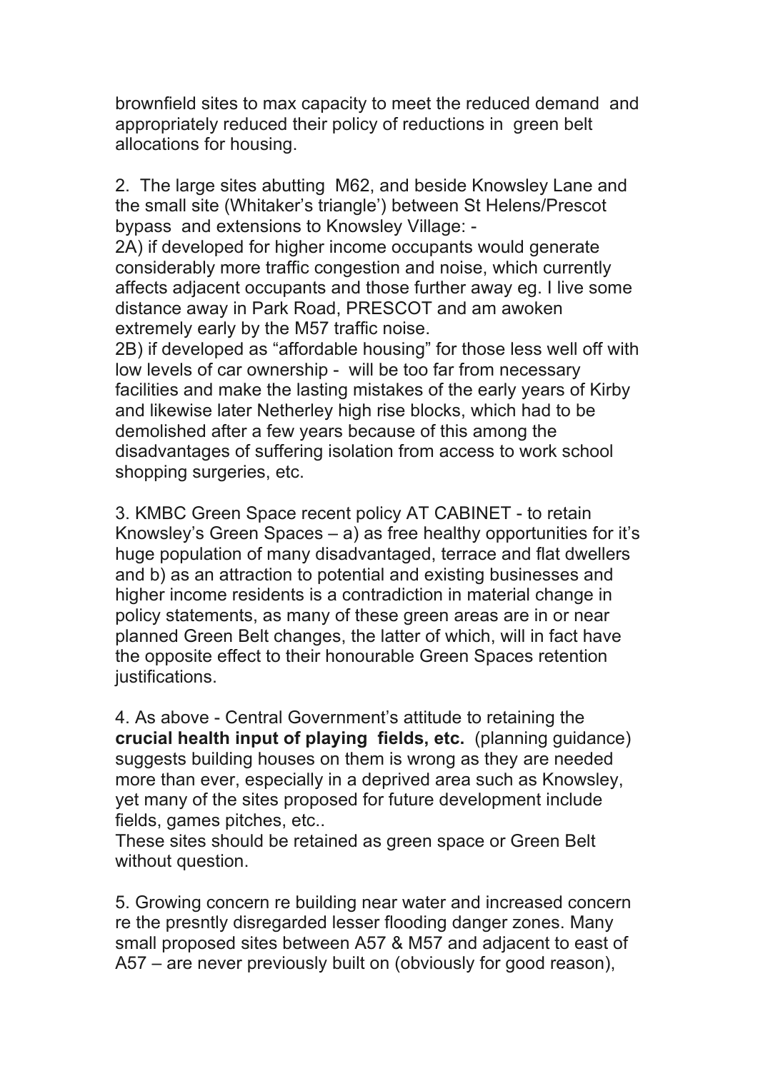brownfield sites to max capacity to meet the reduced demand and appropriately reduced their policy of reductions in green belt allocations for housing.

2. The large sites abutting M62, and beside Knowsley Lane and the small site (Whitaker's triangle') between St Helens/Prescot bypass and extensions to Knowsley Village: -

2A) if developed for higher income occupants would generate considerably more traffic congestion and noise, which currently affects adjacent occupants and those further away eg. I live some distance away in Park Road, PRESCOT and am awoken extremely early by the M57 traffic noise.

2B) if developed as "affordable housing" for those less well off with low levels of car ownership - will be too far from necessary facilities and make the lasting mistakes of the early years of Kirby and likewise later Netherley high rise blocks, which had to be demolished after a few years because of this among the disadvantages of suffering isolation from access to work school shopping surgeries, etc.

3. KMBC Green Space recent policy AT CABINET - to retain Knowsley's Green Spaces – a) as free healthy opportunities for it's huge population of many disadvantaged, terrace and flat dwellers and b) as an attraction to potential and existing businesses and higher income residents is a contradiction in material change in policy statements, as many of these green areas are in or near planned Green Belt changes, the latter of which, will in fact have the opposite effect to their honourable Green Spaces retention justifications.

4. As above - Central Government's attitude to retaining the **crucial health input of playing fields, etc.** (planning guidance) suggests building houses on them is wrong as they are needed more than ever, especially in a deprived area such as Knowsley, yet many of the sites proposed for future development include fields, games pitches, etc..
These sites should be retained as green space or Green Belt without question.

5. Growing concern re building near water and increased concern re the presntly disregarded lesser flooding danger zones. Many small proposed sites between A57 & M57 and adjacent to east of A57 – are never previously built on (obviously for good reason),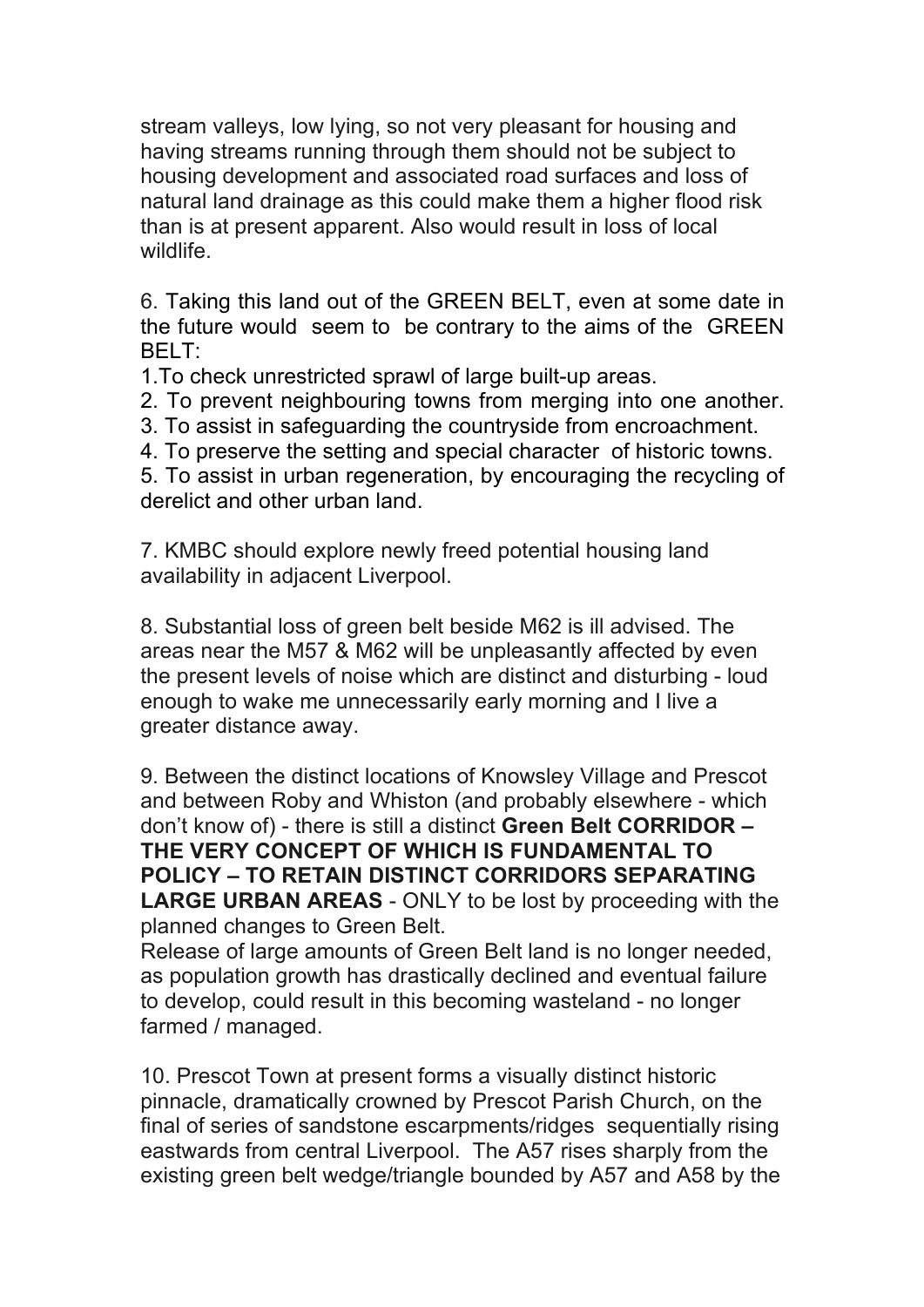stream valleys, low lying, so not very pleasant for housing and having streams running through them should not be subject to housing development and associated road surfaces and loss of natural land drainage as this could make them a higher flood risk than is at present apparent. Also would result in loss of local wildlife.

6. Taking this land out of the GREEN BELT, even at some date in the future would seem to be contrary to the aims of the GREEN BELT:

1. To check unrestricted sprawl of large built-up areas.
2. To prevent neighbouring towns from merging into one another.
3. To assist in safeguarding the countryside from encroachment.
4. To preserve the setting and special character of historic towns.
5. To assist in urban regeneration, by encouraging the recycling of derelict and other urban land.

7. KMBC should explore newly freed potential housing land availability in adjacent Liverpool.

8. Substantial loss of green belt beside M62 is ill advised. The areas near the M57 & M62 will be unpleasantly affected by even the present levels of noise which are distinct and disturbing - loud enough to wake me unnecessarily early morning and I live a greater distance away.

9. Between the distinct locations of Knowsley Village and Prescot and between Roby and Whiston (and probably elsewhere - which don't know of) - there is still a distinct **Green Belt CORRIDOR – THE VERY CONCEPT OF WHICH IS FUNDAMENTAL TO POLICY – TO RETAIN DISTINCT CORRIDORS SEPARATING LARGE URBAN AREAS** - ONLY to be lost by proceeding with the planned changes to Green Belt.
Release of large amounts of Green Belt land is no longer needed, as population growth has drastically declined and eventual failure to develop, could result in this becoming wasteland - no longer farmed / managed.

10. Prescot Town at present forms a visually distinct historic pinnacle, dramatically crowned by Prescot Parish Church, on the final of series of sandstone escarpments/ridges sequentially rising eastwards from central Liverpool. The A57 rises sharply from the existing green belt wedge/triangle bounded by A57 and A58 by the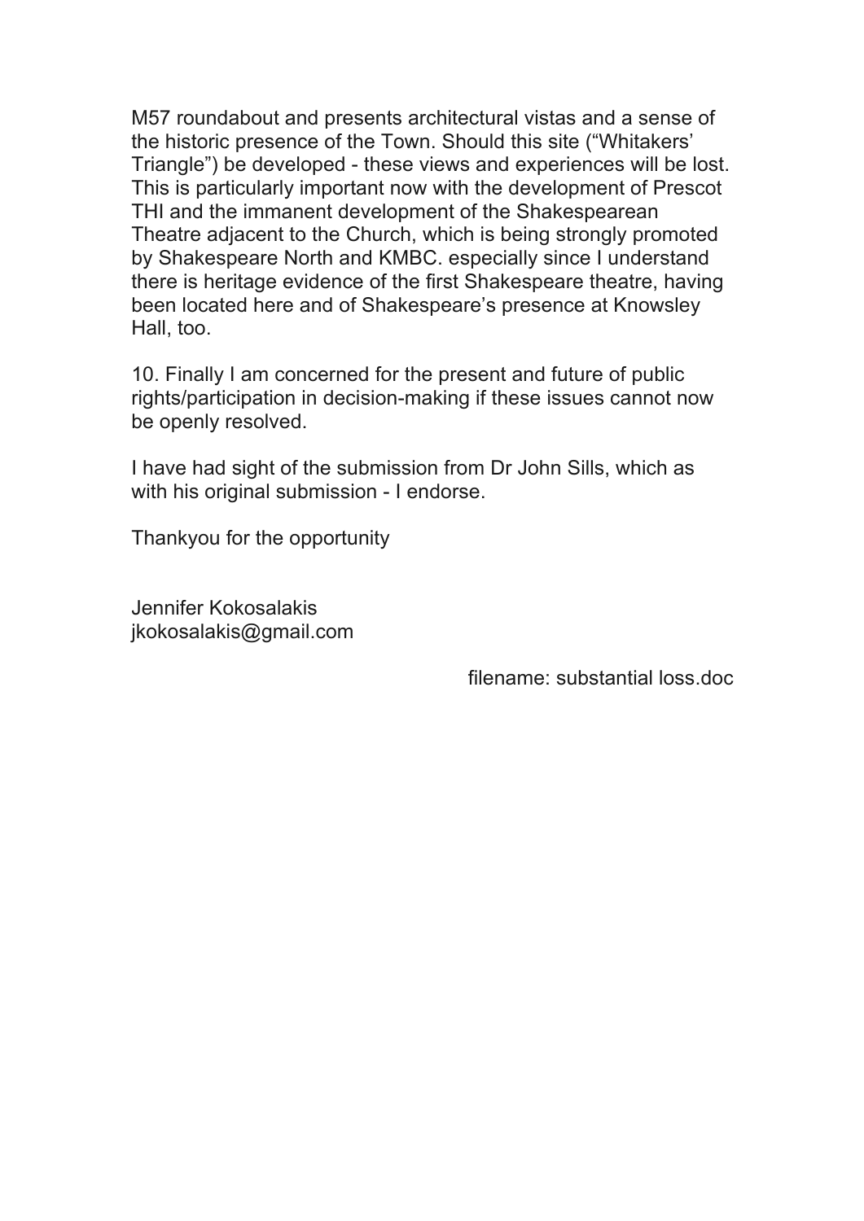M57 roundabout and presents architectural vistas and a sense of the historic presence of the Town. Should this site ("Whitakers' Triangle") be developed - these views and experiences will be lost. This is particularly important now with the development of Prescot THI and the immanent development of the Shakespearean Theatre adjacent to the Church, which is being strongly promoted by Shakespeare North and KMBC. especially since I understand there is heritage evidence of the first Shakespeare theatre, having been located here and of Shakespeare's presence at Knowsley Hall, too.

10. Finally I am concerned for the present and future of public rights/participation in decision-making if these issues cannot now be openly resolved.

I have had sight of the submission from Dr John Sills, which as with his original submission - I endorse.

Thankyou for the opportunity

Jennifer Kokosalakis
jkokosalakis@gmail.com

filename: substantial loss.doc